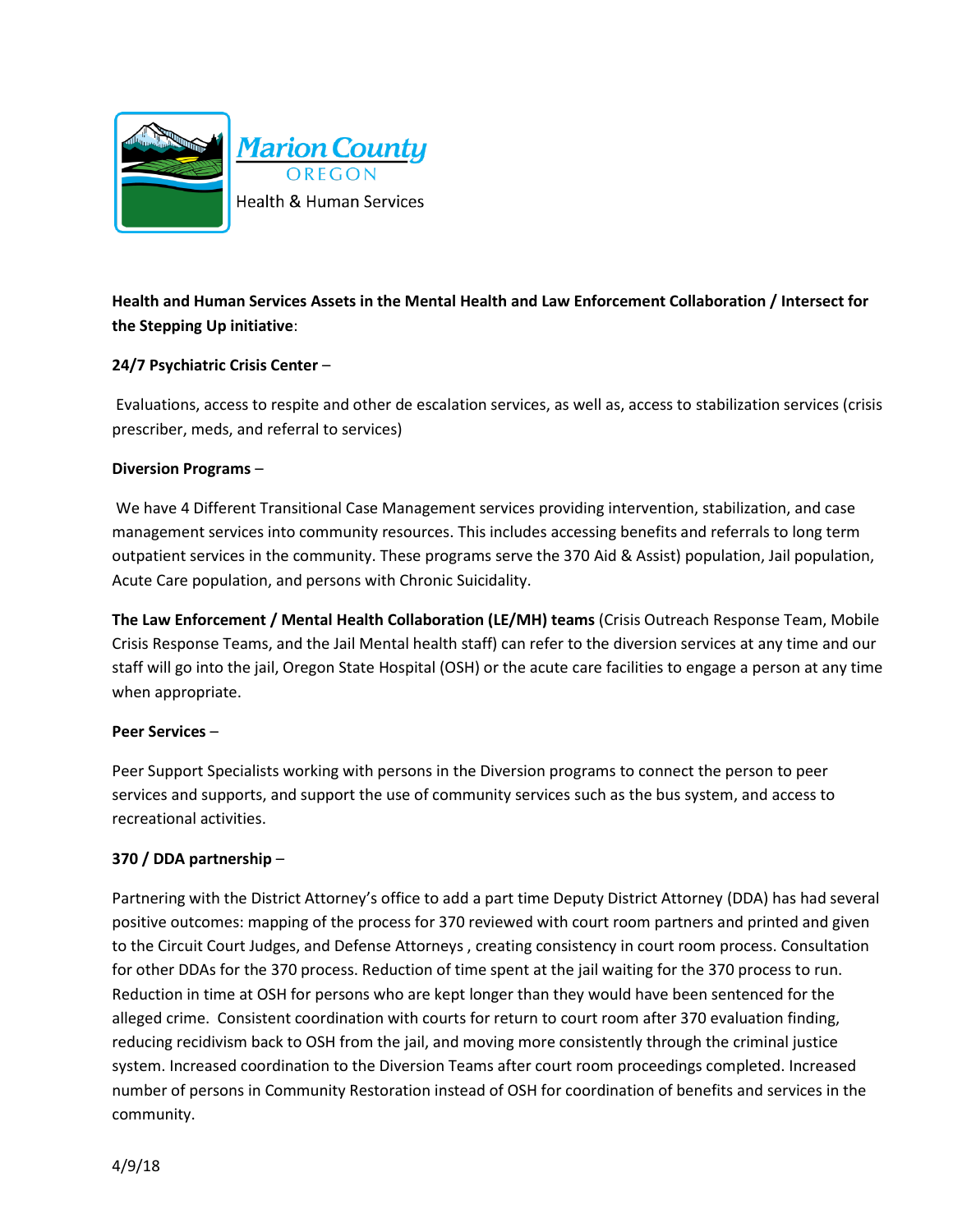Marion County
OREGON
Health & Human Services

**Health and Human Services Assets in the Mental Health and Law Enforcement Collaboration / Intersect for the Stepping Up initiative**:

**24/7 Psychiatric Crisis Center** –

Evaluations, access to respite and other de escalation services, as well as, access to stabilization services (crisis prescriber, meds, and referral to services)

**Diversion Programs** –

We have 4 Different Transitional Case Management services providing intervention, stabilization, and case management services into community resources. This includes accessing benefits and referrals to long term outpatient services in the community. These programs serve the 370 Aid & Assist) population, Jail population, Acute Care population, and persons with Chronic Suicidality.

**The Law Enforcement / Mental Health Collaboration (LE/MH) teams** (Crisis Outreach Response Team, Mobile Crisis Response Teams, and the Jail Mental health staff) can refer to the diversion services at any time and our staff will go into the jail, Oregon State Hospital (OSH) or the acute care facilities to engage a person at any time when appropriate.

**Peer Services** –

Peer Support Specialists working with persons in the Diversion programs to connect the person to peer services and supports, and support the use of community services such as the bus system, and access to recreational activities.

**370 / DDA partnership** –

Partnering with the District Attorney's office to add a part time Deputy District Attorney (DDA) has had several positive outcomes: mapping of the process for 370 reviewed with court room partners and printed and given to the Circuit Court Judges, and Defense Attorneys , creating consistency in court room process. Consultation for other DDAs for the 370 process. Reduction of time spent at the jail waiting for the 370 process to run. Reduction in time at OSH for persons who are kept longer than they would have been sentenced for the alleged crime. Consistent coordination with courts for return to court room after 370 evaluation finding, reducing recidivism back to OSH from the jail, and moving more consistently through the criminal justice system. Increased coordination to the Diversion Teams after court room proceedings completed. Increased number of persons in Community Restoration instead of OSH for coordination of benefits and services in the community.

4/9/18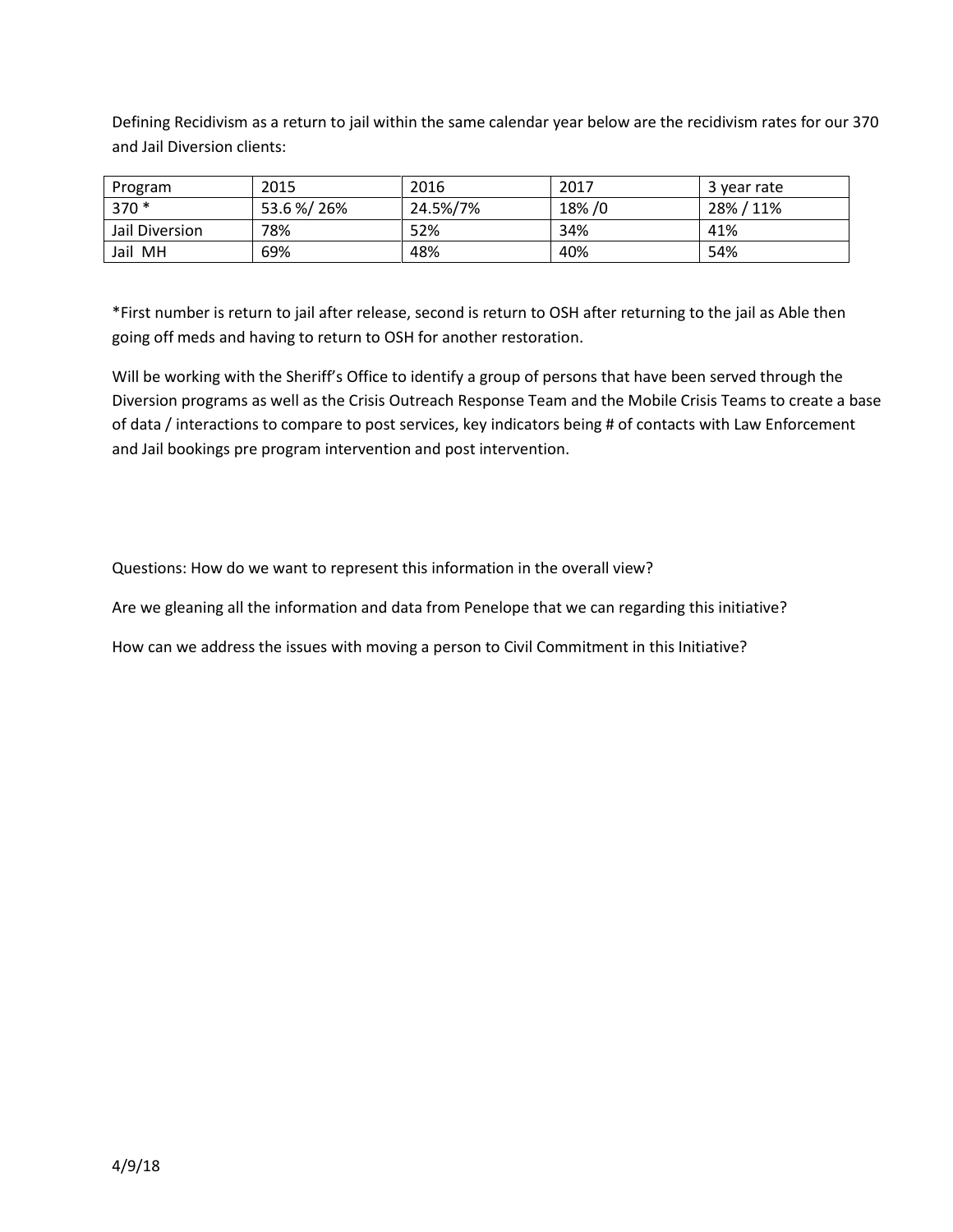Defining Recidivism as a return to jail within the same calendar year below are the recidivism rates for our 370 and Jail Diversion clients:

| Program | 2015 | 2016 | 2017 | 3 year rate |
|---|---|---|---|---|
| 370 * | 53.6 %/ 26% | 24.5%/7% | 18% /0 | 28% / 11% |
| Jail Diversion | 78% | 52% | 34% | 41% |
| Jail MH | 69% | 48% | 40% | 54% |

*First number is return to jail after release, second is return to OSH after returning to the jail as Able then going off meds and having to return to OSH for another restoration.

Will be working with the Sheriff's Office to identify a group of persons that have been served through the Diversion programs as well as the Crisis Outreach Response Team and the Mobile Crisis Teams to create a base of data / interactions to compare to post services, key indicators being # of contacts with Law Enforcement and Jail bookings pre program intervention and post intervention.

Questions: How do we want to represent this information in the overall view?

Are we gleaning all the information and data from Penelope that we can regarding this initiative?

How can we address the issues with moving a person to Civil Commitment in this Initiative?

4/9/18